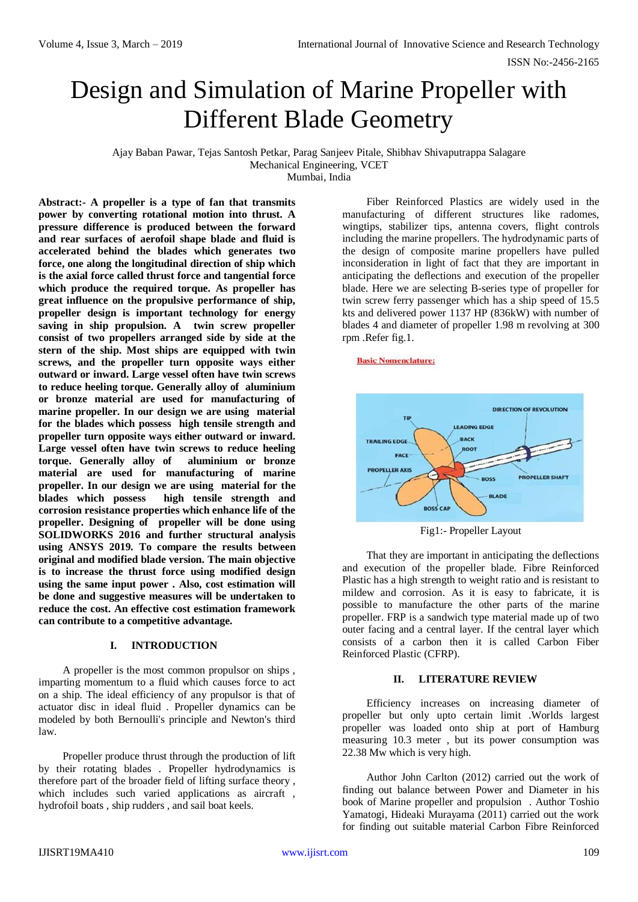# Design and Simulation of Marine Propeller with Different Blade Geometry

Ajay Baban Pawar, Tejas Santosh Petkar, Parag Sanjeev Pitale, Shibhav Shivaputrappa Salagare
Mechanical Engineering, VCET
Mumbai, India

**Abstract:- A propeller is a type of fan that transmits power by converting rotational motion into thrust. A pressure difference is produced between the forward and rear surfaces of aerofoil shape blade and fluid is accelerated behind the blades which generates two force, one along the longitudinal direction of ship which is the axial force called thrust force and tangential force which produce the required torque. As propeller has great influence on the propulsive performance of ship, propeller design is important technology for energy saving in ship propulsion. A twin screw propeller consist of two propellers arranged side by side at the stern of the ship. Most ships are equipped with twin screws, and the propeller turn opposite ways either outward or inward. Large vessel often have twin screws to reduce heeling torque. Generally alloy of aluminium or bronze material are used for manufacturing of marine propeller. In our design we are using material for the blades which possess high tensile strength and propeller turn opposite ways either outward or inward. Large vessel often have twin screws to reduce heeling torque. Generally alloy of aluminium or bronze material are used for manufacturing of marine propeller. In our design we are using material for the blades which possess high tensile strength and corrosion resistance properties which enhance life of the propeller. Designing of propeller will be done using SOLIDWORKS 2016 and further structural analysis using ANSYS 2019. To compare the results between original and modified blade version. The main objective is to increase the thrust force using modified design using the same input power . Also, cost estimation will be done and suggestive measures will be undertaken to reduce the cost. An effective cost estimation framework can contribute to a competitive advantage.**

## I. INTRODUCTION

A propeller is the most common propulsor on ships , imparting momentum to a fluid which causes force to act on a ship. The ideal efficiency of any propulsor is that of actuator disc in ideal fluid . Propeller dynamics can be modeled by both Bernoulli's principle and Newton's third law.

Propeller produce thrust through the production of lift by their rotating blades . Propeller hydrodynamics is therefore part of the broader field of lifting surface theory , which includes such varied applications as aircraft , hydrofoil boats , ship rudders , and sail boat keels.

Fiber Reinforced Plastics are widely used in the manufacturing of different structures like radomes, wingtips, stabilizer tips, antenna covers, flight controls including the marine propellers. The hydrodynamic parts of the design of composite marine propellers have pulled inconsideration in light of fact that they are important in anticipating the deflections and execution of the propeller blade. Here we are selecting B-series type of propeller for twin screw ferry passenger which has a ship speed of 15.5 kts and delivered power 1137 HP (836kW) with number of blades 4 and diameter of propeller 1.98 m revolving at 300 rpm .Refer fig.1.

**Basic Nomenclature:**

Fig1:- Propeller Layout

That they are important in anticipating the deflections and execution of the propeller blade. Fibre Reinforced Plastic has a high strength to weight ratio and is resistant to mildew and corrosion. As it is easy to fabricate, it is possible to manufacture the other parts of the marine propeller. FRP is a sandwich type material made up of two outer facing and a central layer. If the central layer which consists of a carbon then it is called Carbon Fiber Reinforced Plastic (CFRP).

## II. LITERATURE REVIEW

Efficiency increases on increasing diameter of propeller but only upto certain limit .Worlds largest propeller was loaded onto ship at port of Hamburg measuring 10.3 meter , but its power consumption was 22.38 Mw which is very high.

Author John Carlton (2012) carried out the work of finding out balance between Power and Diameter in his book of Marine propeller and propulsion . Author Toshio Yamatogi, Hideaki Murayama (2011) carried out the work for finding out suitable material Carbon Fibre Reinforced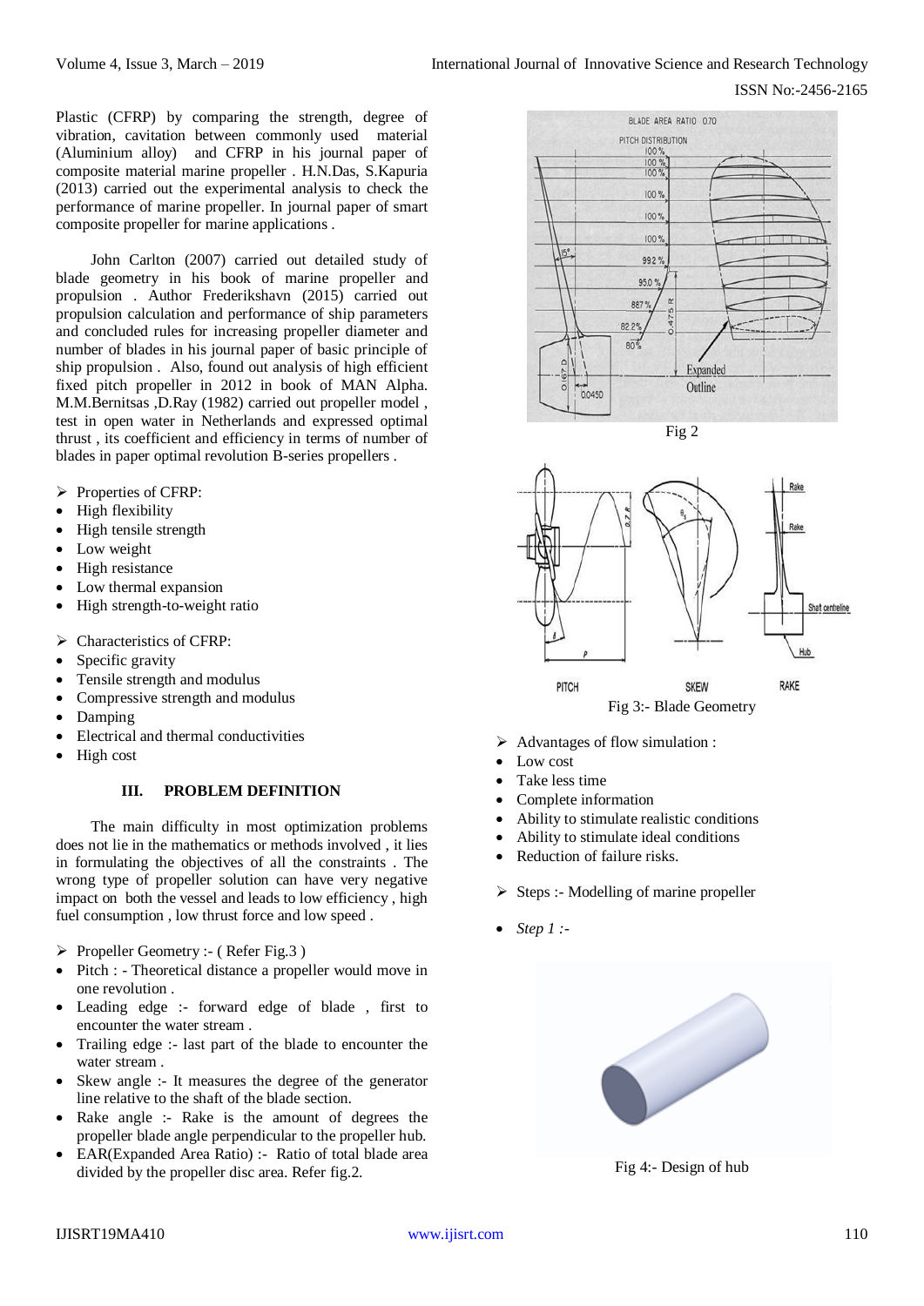Plastic (CFRP) by comparing the strength, degree of vibration, cavitation between commonly used material (Aluminium alloy) and CFRP in his journal paper of composite material marine propeller . H.N.Das, S.Kapuria (2013) carried out the experimental analysis to check the performance of marine propeller. In journal paper of smart composite propeller for marine applications .

John Carlton (2007) carried out detailed study of blade geometry in his book of marine propeller and propulsion . Author Frederikshavn (2015) carried out propulsion calculation and performance of ship parameters and concluded rules for increasing propeller diameter and number of blades in his journal paper of basic principle of ship propulsion . Also, found out analysis of high efficient fixed pitch propeller in 2012 in book of MAN Alpha. M.M.Bernitsas ,D.Ray (1982) carried out propeller model , test in open water in Netherlands and expressed optimal thrust , its coefficient and efficiency in terms of number of blades in paper optimal revolution B-series propellers .

- ➢ Properties of CFRP:
- High flexibility
- High tensile strength
- Low weight
- High resistance
- Low thermal expansion
- High strength-to-weight ratio

- ➢ Characteristics of CFRP:
- Specific gravity
- Tensile strength and modulus
- Compressive strength and modulus
- Damping
- Electrical and thermal conductivities
- High cost

## III. PROBLEM DEFINITION

The main difficulty in most optimization problems does not lie in the mathematics or methods involved , it lies in formulating the objectives of all the constraints . The wrong type of propeller solution can have very negative impact on both the vessel and leads to low efficiency , high fuel consumption , low thrust force and low speed .

- ➢ Propeller Geometry :- ( Refer Fig.3 )
- Pitch : - Theoretical distance a propeller would move in one revolution .
- Leading edge :- forward edge of blade , first to encounter the water stream .
- Trailing edge :- last part of the blade to encounter the water stream .
- Skew angle :- It measures the degree of the generator line relative to the shaft of the blade section.
- Rake angle :- Rake is the amount of degrees the propeller blade angle perpendicular to the propeller hub.
- EAR(Expanded Area Ratio) :- Ratio of total blade area divided by the propeller disc area. Refer fig.2.

Fig 2

Fig 3:- Blade Geometry

- ➢ Advantages of flow simulation :
- Low cost
- Take less time
- Complete information
- Ability to stimulate realistic conditions
- Ability to stimulate ideal conditions
- Reduction of failure risks.

- ➢ Steps :- Modelling of marine propeller

- *Step 1 :-*

Fig 4:- Design of hub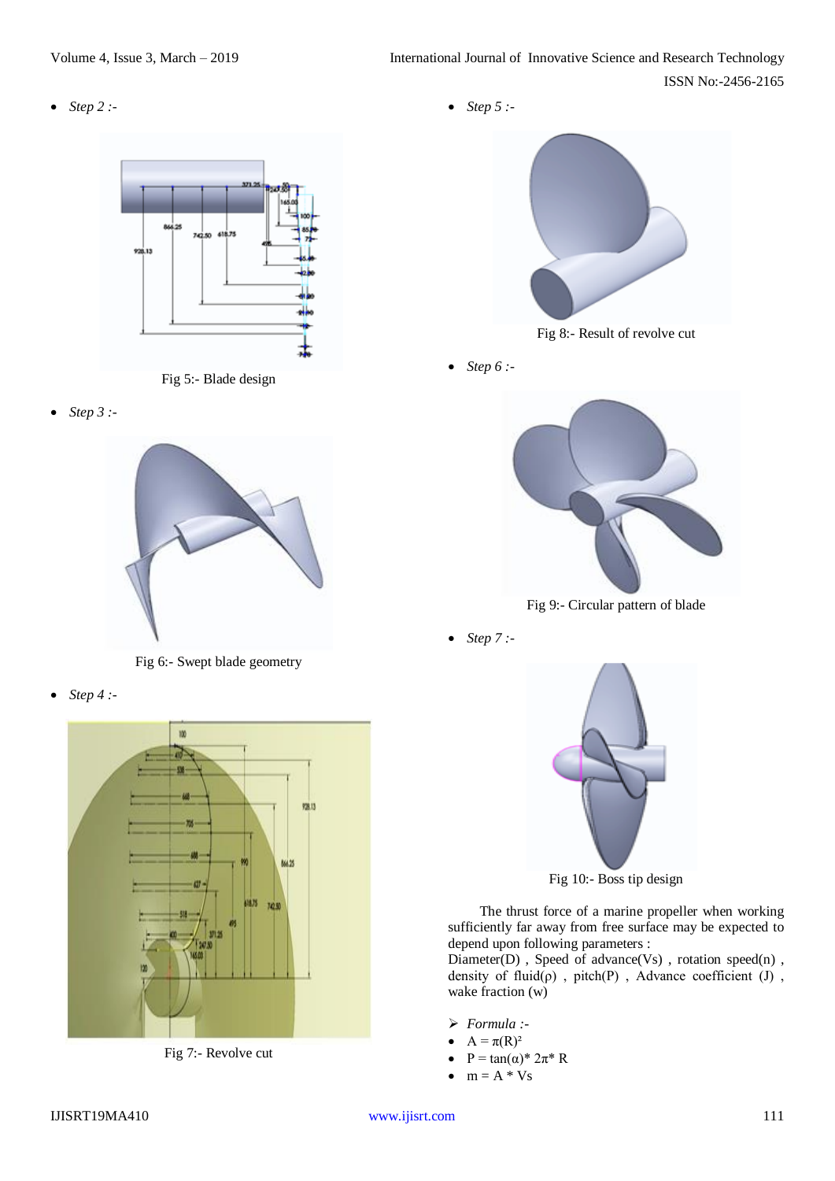- *Step 2 :-*

Fig 5:- Blade design

- *Step 3 :-*

Fig 6:- Swept blade geometry

- *Step 4 :-*

Fig 7:- Revolve cut

- *Step 5 :-*

Fig 8:- Result of revolve cut

- *Step 6 :-*

Fig 9:- Circular pattern of blade

- *Step 7 :-*

Fig 10:- Boss tip design

The thrust force of a marine propeller when working sufficiently far away from free surface may be expected to depend upon following parameters :
Diameter(D) , Speed of advance(Vs) , rotation speed(n) , density of fluid(ρ) , pitch(P) , Advance coefficient (J) , wake fraction (w)

- *Formula :-*
- $A = \pi(R)^2$
- $P = \tan(\alpha) * 2\pi * R$
- $m = A * Vs$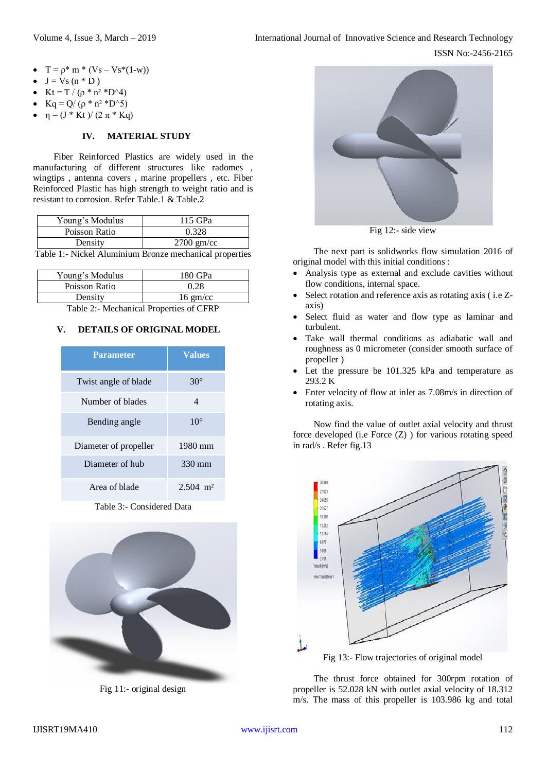- $T = \rho * m * (V_s - V_s*(1-w))$
- $J = V_s (n * D)$
- $K_t = T / (\rho * n^2 * D^4)$
- $K_q = Q / (\rho * n^2 * D^5)$
- $\eta = (J * K_t) / (2 \pi * K_q)$

## IV. MATERIAL STUDY

Fiber Reinforced Plastics are widely used in the manufacturing of different structures like radomes , wingtips , antenna covers , marine propellers , etc. Fiber Reinforced Plastic has high strength to weight ratio and is resistant to corrosion. Refer Table.1 & Table.2

| Young's Modulus | 115 GPa |
|---|---|
| Poisson Ratio | 0.328 |
| Density | 2700 gm/cc |

Table 1:- Nickel Aluminium Bronze mechanical properties

| Young's Modulus | 180 GPa |
|---|---|
| Poisson Ratio | 0.28 |
| Density | 16 gm/cc |

Table 2:- Mechanical Properties of CFRP

## V. DETAILS OF ORIGINAL MODEL

| Parameter | Values |
|---|---|
| Twist angle of blade | 30° |
| Number of blades | 4 |
| Bending angle | 10° |
| Diameter of propeller | 1980 mm |
| Diameter of hub | 330 mm |
| Area of blade | 2.504 $m^2$ |

Table 3:- Considered Data

Fig 11:- original design

Fig 12:- side view

The next part is solidworks flow simulation 2016 of original model with this initial conditions :

- Analysis type as external and exclude cavities without flow conditions, internal space.
- Select rotation and reference axis as rotating axis ( i.e Z-axis)
- Select fluid as water and flow type as laminar and turbulent.
- Take wall thermal conditions as adiabatic wall and roughness as 0 micrometer (consider smooth surface of propeller )
- Let the pressure be 101.325 kPa and temperature as 293.2 K
- Enter velocity of flow at inlet as 7.08m/s in direction of rotating axis.

Now find the value of outlet axial velocity and thrust force developed (i.e Force (Z) ) for various rotating speed in rad/s . Refer fig.13

Fig 13:- Flow trajectories of original model

The thrust force obtained for 300rpm rotation of propeller is 52.028 kN with outlet axial velocity of 18.312 m/s. The mass of this propeller is 103.986 kg and total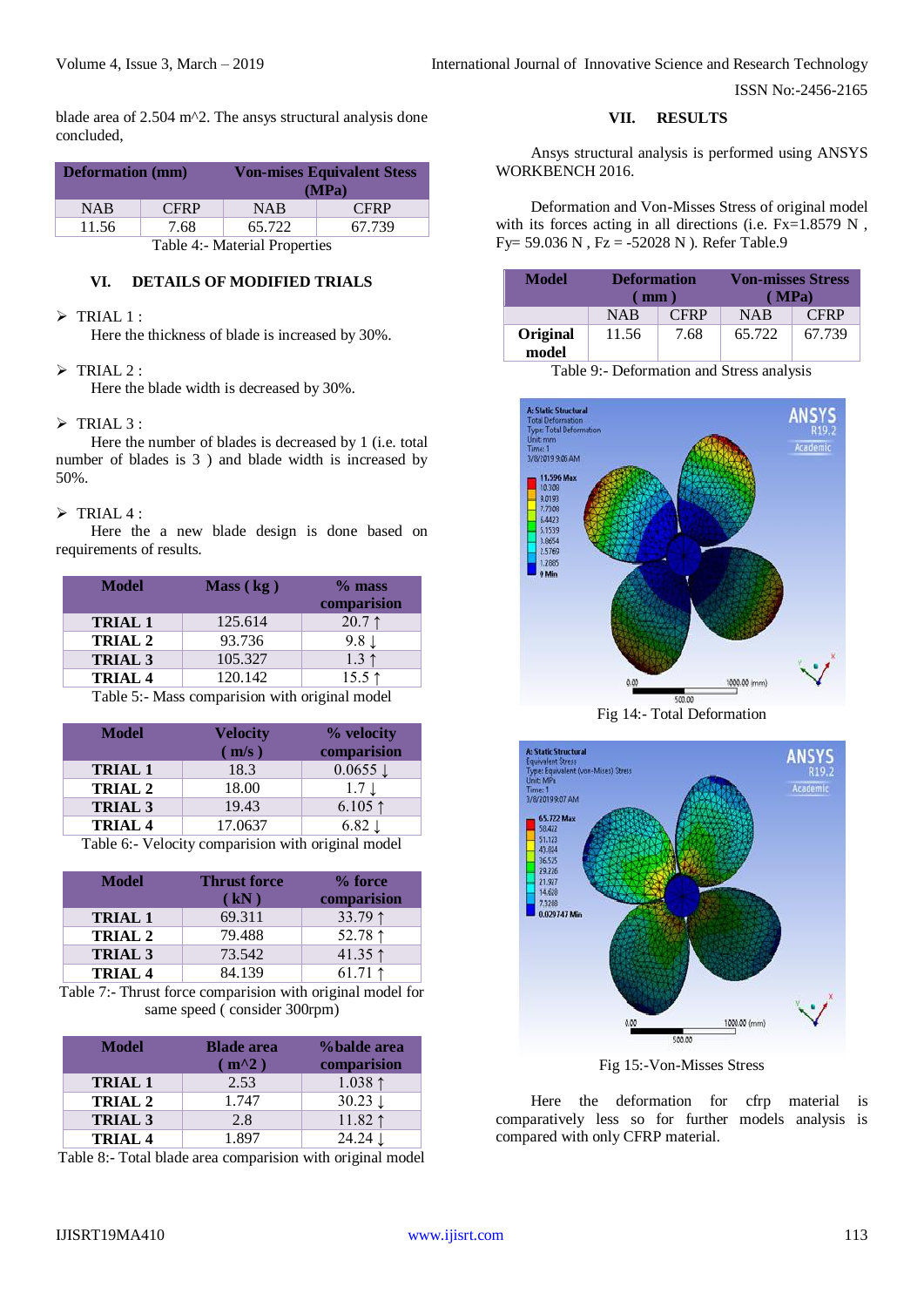blade area of 2.504 m^2. The ansys structural analysis done concluded,

| Deformation (mm) | | Von-mises Equivalent Stess (MPa) | |
|---|---|---|---|
| NAB | CFRP | NAB | CFRP |
| 11.56 | 7.68 | 65.722 | 67.739 |

Table 4:- Material Properties

## VI. DETAILS OF MODIFIED TRIALS

- TRIAL 1 :
  Here the thickness of blade is increased by 30%.

- TRIAL 2 :
  Here the blade width is decreased by 30%.

- TRIAL 3 :
  Here the number of blades is decreased by 1 (i.e. total number of blades is 3 ) and blade width is increased by 50%.

- TRIAL 4 :
  Here the a new blade design is done based on requirements of results.

| Model | Mass ( kg ) | % mass comparision |
|---|---|---|
| TRIAL 1 | 125.614 | 20.7 ↑ |
| TRIAL 2 | 93.736 | 9.8 ↓ |
| TRIAL 3 | 105.327 | 1.3 ↑ |
| TRIAL 4 | 120.142 | 15.5 ↑ |

Table 5:- Mass comparision with original model

| Model | Velocity ( m/s ) | % velocity comparision |
|---|---|---|
| TRIAL 1 | 18.3 | 0.0655 ↓ |
| TRIAL 2 | 18.00 | 1.7 ↓ |
| TRIAL 3 | 19.43 | 6.105 ↑ |
| TRIAL 4 | 17.0637 | 6.82 ↓ |

Table 6:- Velocity comparision with original model

| Model | Thrust force ( kN ) | % force comparision |
|---|---|---|
| TRIAL 1 | 69.311 | 33.79 ↑ |
| TRIAL 2 | 79.488 | 52.78 ↑ |
| TRIAL 3 | 73.542 | 41.35 ↑ |
| TRIAL 4 | 84.139 | 61.71 ↑ |

Table 7:- Thrust force comparision with original model for same speed ( consider 300rpm)

| Model | Blade area ( m^2 ) | %balde area comparision |
|---|---|---|
| TRIAL 1 | 2.53 | 1.038 ↑ |
| TRIAL 2 | 1.747 | 30.23 ↓ |
| TRIAL 3 | 2.8 | 11.82 ↑ |
| TRIAL 4 | 1.897 | 24.24 ↓ |

Table 8:- Total blade area comparision with original model

## VII. RESULTS

Ansys structural analysis is performed using ANSYS WORKBENCH 2016.

Deformation and Von-Misses Stress of original model with its forces acting in all directions (i.e. Fx=1.8579 N , Fy= 59.036 N , Fz = -52028 N ). Refer Table.9

| Model | Deformation ( mm ) | | Von-misses Stress ( MPa) | |
|---|---|---|---|---|
| | NAB | CFRP | NAB | CFRP |
| Original model | 11.56 | 7.68 | 65.722 | 67.739 |

Table 9:- Deformation and Stress analysis

Fig 14:- Total Deformation

Fig 15:-Von-Misses Stress

Here the deformation for cfrp material is comparatively less so for further models analysis is compared with only CFRP material.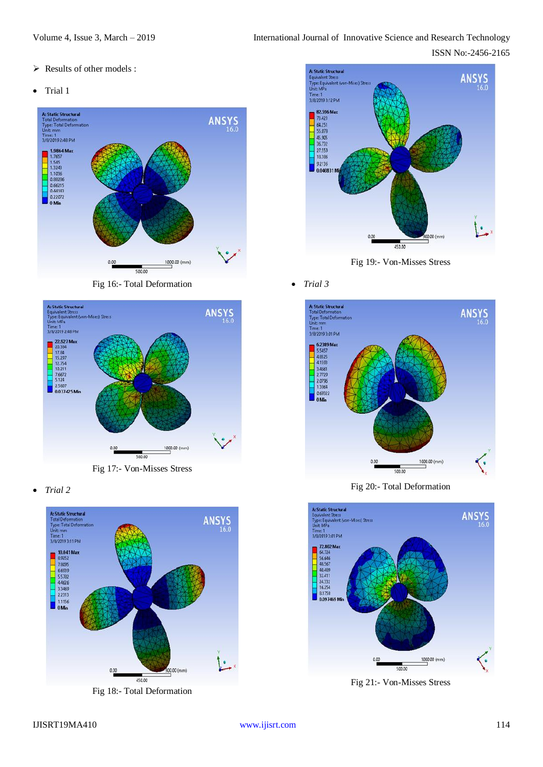- Results of other models :

- Trial 1

Fig 16:- Total Deformation

Fig 17:- Von-Misses Stress

- *Trial 2*

Fig 18:- Total Deformation

Fig 19:- Von-Misses Stress

- *Trial 3*

Fig 20:- Total Deformation

Fig 21:- Von-Misses Stress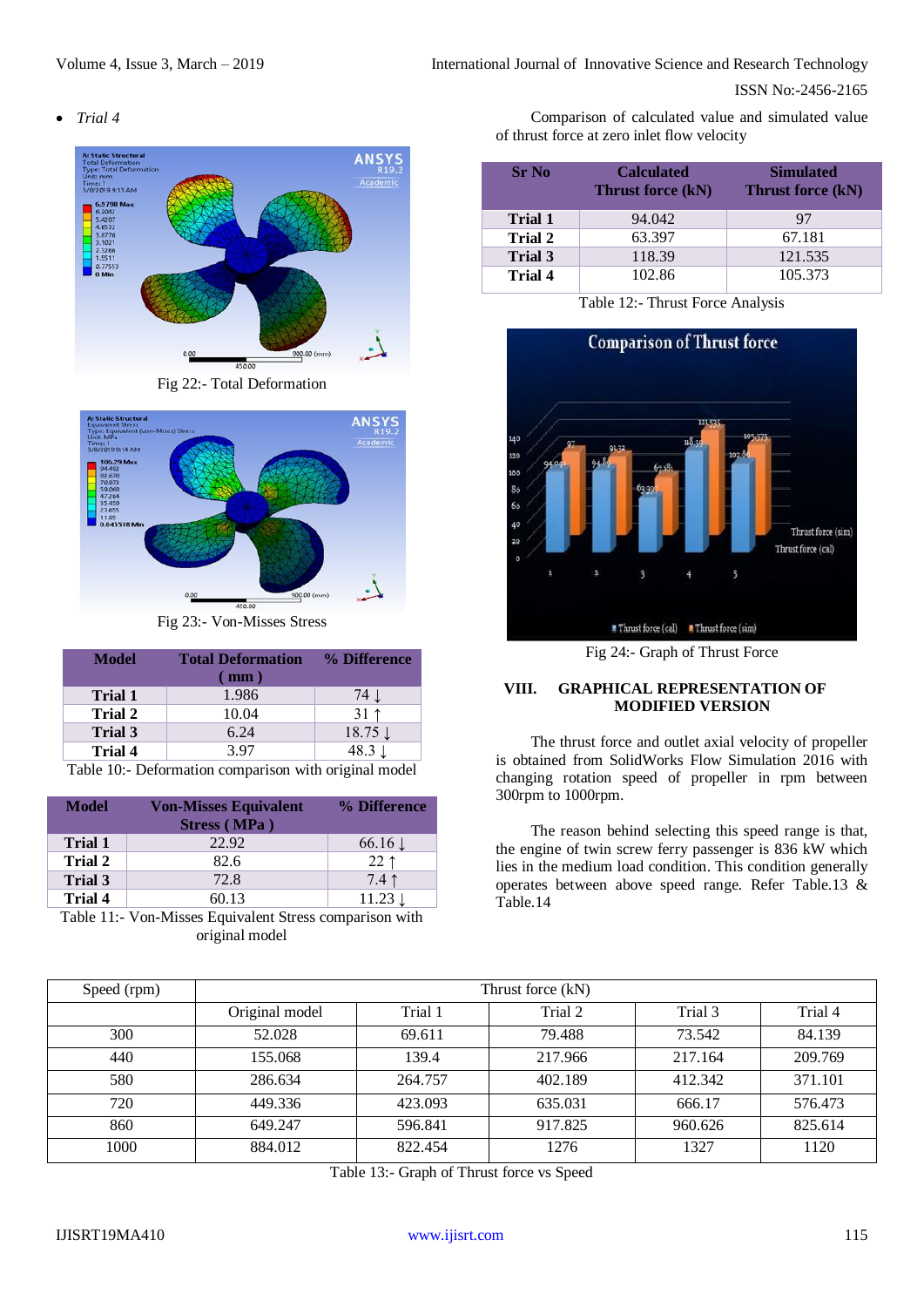- *Trial 4*

Fig 22:- Total Deformation

Fig 23:- Von-Misses Stress

| Model | Total Deformation ( mm ) | % Difference |
|---|---|---|
| **Trial 1** | 1.986 | 74 ↓ |
| **Trial 2** | 10.04 | 31 ↑ |
| **Trial 3** | 6.24 | 18.75 ↓ |
| **Trial 4** | 3.97 | 48.3 ↓ |

Table 10:- Deformation comparison with original model

| Model | Von-Misses Equivalent Stress ( MPa ) | % Difference |
|---|---|---|
| **Trial 1** | 22.92 | 66.16 ↓ |
| **Trial 2** | 82.6 | 22 ↑ |
| **Trial 3** | 72.8 | 7.4 ↑ |
| **Trial 4** | 60.13 | 11.23 ↓ |

Table 11:- Von-Misses Equivalent Stress comparison with original model

Comparison of calculated value and simulated value of thrust force at zero inlet flow velocity

| Sr No | Calculated Thrust force (kN) | Simulated Thrust force (kN) |
|---|---|---|
| **Trial 1** | 94.042 | 97 |
| **Trial 2** | 63.397 | 67.181 |
| **Trial 3** | 118.39 | 121.535 |
| **Trial 4** | 102.86 | 105.373 |

Table 12:- Thrust Force Analysis

Fig 24:- Graph of Thrust Force

## VIII. GRAPHICAL REPRESENTATION OF MODIFIED VERSION

The thrust force and outlet axial velocity of propeller is obtained from SolidWorks Flow Simulation 2016 with changing rotation speed of propeller in rpm between 300rpm to 1000rpm.

The reason behind selecting this speed range is that, the engine of twin screw ferry passenger is 836 kW which lies in the medium load condition. This condition generally operates between above speed range. Refer Table.13 & Table.14

| Speed (rpm) | Thrust force (kN) | | | | |
|---|---|---|---|---|---|
| | Original model | Trial 1 | Trial 2 | Trial 3 | Trial 4 |
| 300 | 52.028 | 69.611 | 79.488 | 73.542 | 84.139 |
| 440 | 155.068 | 139.4 | 217.966 | 217.164 | 209.769 |
| 580 | 286.634 | 264.757 | 402.189 | 412.342 | 371.101 |
| 720 | 449.336 | 423.093 | 635.031 | 666.17 | 576.473 |
| 860 | 649.247 | 596.841 | 917.825 | 960.626 | 825.614 |
| 1000 | 884.012 | 822.454 | 1276 | 1327 | 1120 |

Table 13:- Graph of Thrust force vs Speed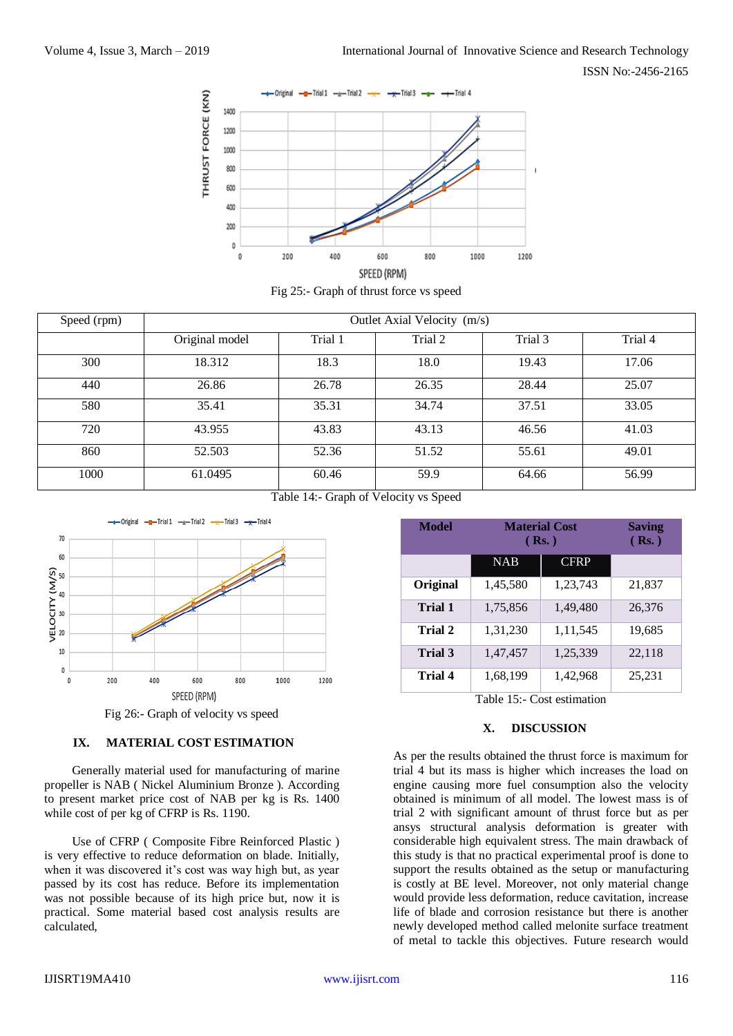Fig 25:- Graph of thrust force vs speed

| Speed (rpm) | Outlet Axial Velocity (m/s) | | | | |
|---|---|---|---|---|---|
| | Original model | Trial 1 | Trial 2 | Trial 3 | Trial 4 |
| 300 | 18.312 | 18.3 | 18.0 | 19.43 | 17.06 |
| 440 | 26.86 | 26.78 | 26.35 | 28.44 | 25.07 |
| 580 | 35.41 | 35.31 | 34.74 | 37.51 | 33.05 |
| 720 | 43.955 | 43.83 | 43.13 | 46.56 | 41.03 |
| 860 | 52.503 | 52.36 | 51.52 | 55.61 | 49.01 |
| 1000 | 61.0495 | 60.46 | 59.9 | 64.66 | 56.99 |

Table 14:- Graph of Velocity vs Speed

Fig 26:- Graph of velocity vs speed

## IX. MATERIAL COST ESTIMATION

Generally material used for manufacturing of marine propeller is NAB ( Nickel Aluminium Bronze ). According to present market price cost of NAB per kg is Rs. 1400 while cost of per kg of CFRP is Rs. 1190.

Use of CFRP ( Composite Fibre Reinforced Plastic ) is very effective to reduce deformation on blade. Initially, when it was discovered it's cost was way high but, as year passed by its cost has reduce. Before its implementation was not possible because of its high price but, now it is practical. Some material based cost analysis results are calculated,

| Model | Material Cost ( Rs. ) | | Saving ( Rs. ) |
|---|---|---|---|
| | NAB | CFRP | |
| **Original** | 1,45,580 | 1,23,743 | 21,837 |
| **Trial 1** | 1,75,856 | 1,49,480 | 26,376 |
| **Trial 2** | 1,31,230 | 1,11,545 | 19,685 |
| **Trial 3** | 1,47,457 | 1,25,339 | 22,118 |
| **Trial 4** | 1,68,199 | 1,42,968 | 25,231 |

Table 15:- Cost estimation

## X. DISCUSSION

As per the results obtained the thrust force is maximum for trial 4 but its mass is higher which increases the load on engine causing more fuel consumption also the velocity obtained is minimum of all model. The lowest mass is of trial 2 with significant amount of thrust force but as per ansys structural analysis deformation is greater with considerable high equivalent stress. The main drawback of this study is that no practical experimental proof is done to support the results obtained as the setup or manufacturing is costly at BE level. Moreover, not only material change would provide less deformation, reduce cavitation, increase life of blade and corrosion resistance but there is another newly developed method called melonite surface treatment of metal to tackle this objectives. Future research would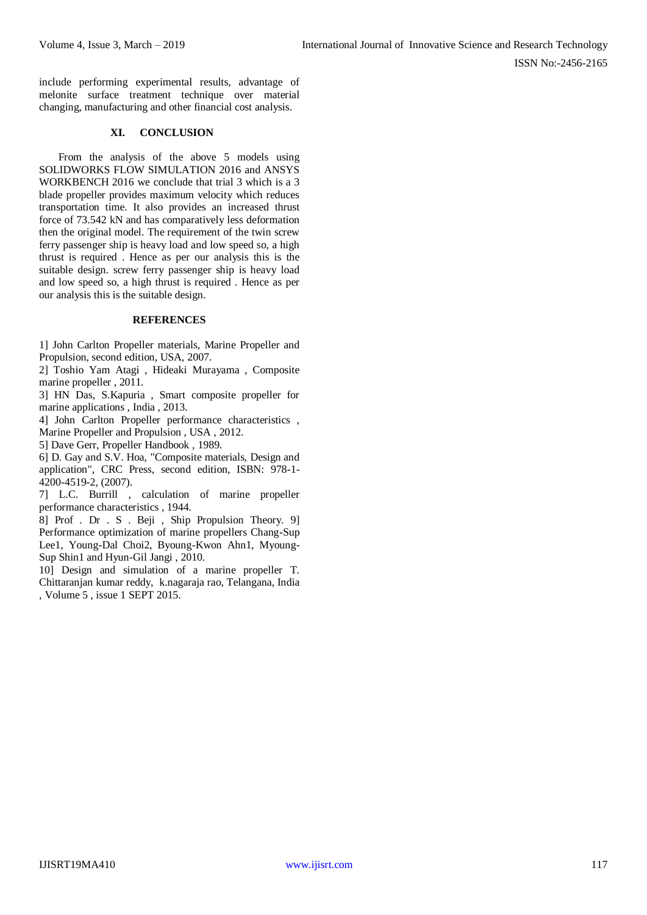include performing experimental results, advantage of melonite surface treatment technique over material changing, manufacturing and other financial cost analysis.

## XI. CONCLUSION

From the analysis of the above 5 models using SOLIDWORKS FLOW SIMULATION 2016 and ANSYS WORKBENCH 2016 we conclude that trial 3 which is a 3 blade propeller provides maximum velocity which reduces transportation time. It also provides an increased thrust force of 73.542 kN and has comparatively less deformation then the original model. The requirement of the twin screw ferry passenger ship is heavy load and low speed so, a high thrust is required . Hence as per our analysis this is the suitable design. screw ferry passenger ship is heavy load and low speed so, a high thrust is required . Hence as per our analysis this is the suitable design.

## REFERENCES

1] John Carlton Propeller materials, Marine Propeller and Propulsion, second edition, USA, 2007.

2] Toshio Yam Atagi , Hideaki Murayama , Composite marine propeller , 2011.

3] HN Das, S.Kapuria , Smart composite propeller for marine applications , India , 2013.

4] John Carlton Propeller performance characteristics , Marine Propeller and Propulsion , USA , 2012.

5] Dave Gerr, Propeller Handbook , 1989.

6] D. Gay and S.V. Hoa, "Composite materials, Design and application", CRC Press, second edition, ISBN: 978-1-4200-4519-2, (2007).

7] L.C. Burrill , calculation of marine propeller performance characteristics , 1944.

8] Prof . Dr . S . Beji , Ship Propulsion Theory. 9] Performance optimization of marine propellers Chang-Sup Lee1, Young-Dal Choi2, Byoung-Kwon Ahn1, Myoung-Sup Shin1 and Hyun-Gil Jangi , 2010.

10] Design and simulation of a marine propeller T. Chittaranjan kumar reddy, k.nagaraja rao, Telangana, India , Volume 5 , issue 1 SEPT 2015.